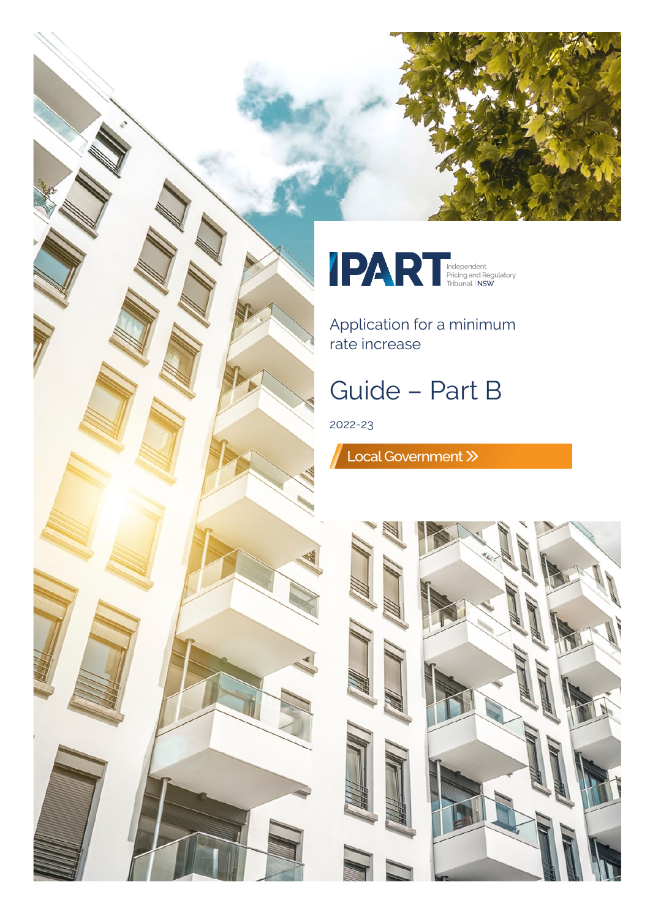IPART Independent Pricing and Regulatory Tribunal | NSW

Application for a minimum rate increase

# Guide – Part B

2022-23

Local Government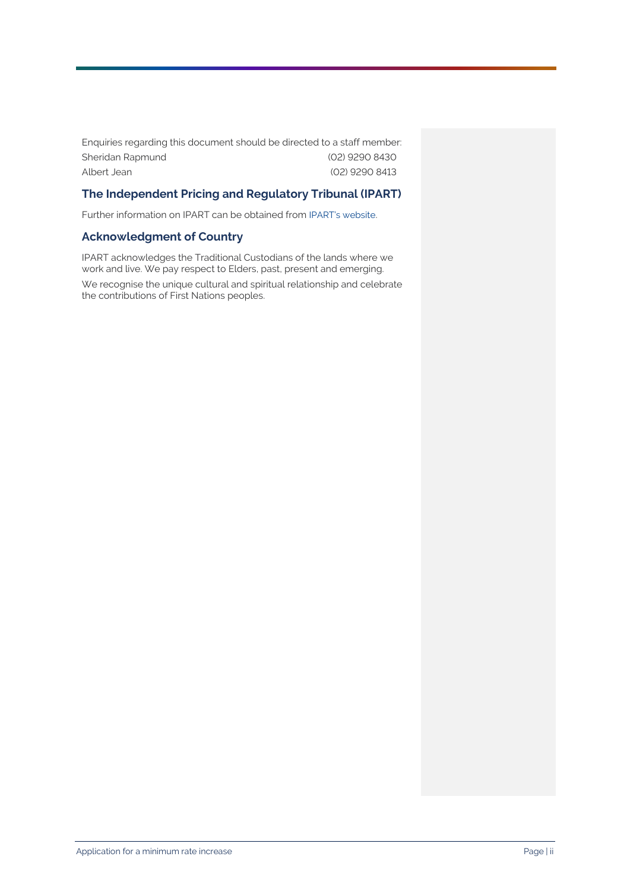Enquiries regarding this document should be directed to a staff member:

| | |
|---|---|
| Sheridan Rapmund | (02) 9290 8430 |
| Albert Jean | (02) 9290 8413 |

## The Independent Pricing and Regulatory Tribunal (IPART)

Further information on IPART can be obtained from IPART's website.

## Acknowledgment of Country

IPART acknowledges the Traditional Custodians of the lands where we work and live. We pay respect to Elders, past, present and emerging.

We recognise the unique cultural and spiritual relationship and celebrate the contributions of First Nations peoples.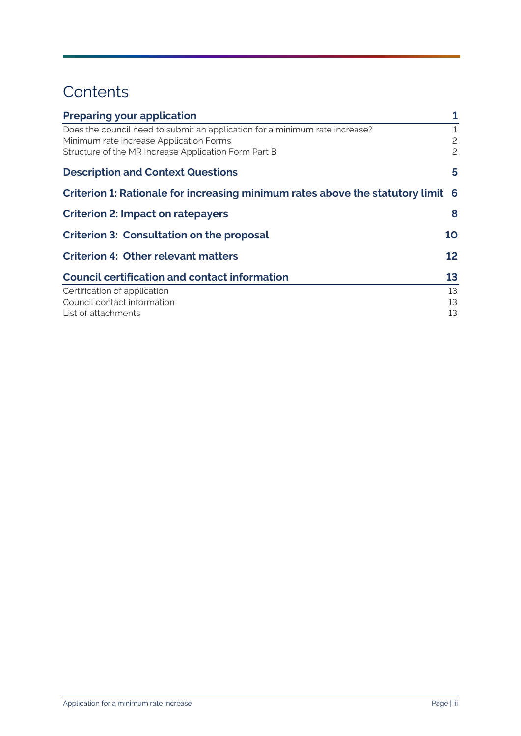# Contents

| | |
|---|---|
| **Preparing your application** | **1** |
| Does the council need to submit an application for a minimum rate increase? | 1 |
| Minimum rate increase Application Forms | 2 |
| Structure of the MR Increase Application Form Part B | 2 |
| **Description and Context Questions** | **5** |
| **Criterion 1: Rationale for increasing minimum rates above the statutory limit** | **6** |
| **Criterion 2: Impact on ratepayers** | **8** |
| **Criterion 3: Consultation on the proposal** | **10** |
| **Criterion 4: Other relevant matters** | **12** |
| **Council certification and contact information** | **13** |
| Certification of application | 13 |
| Council contact information | 13 |
| List of attachments | 13 |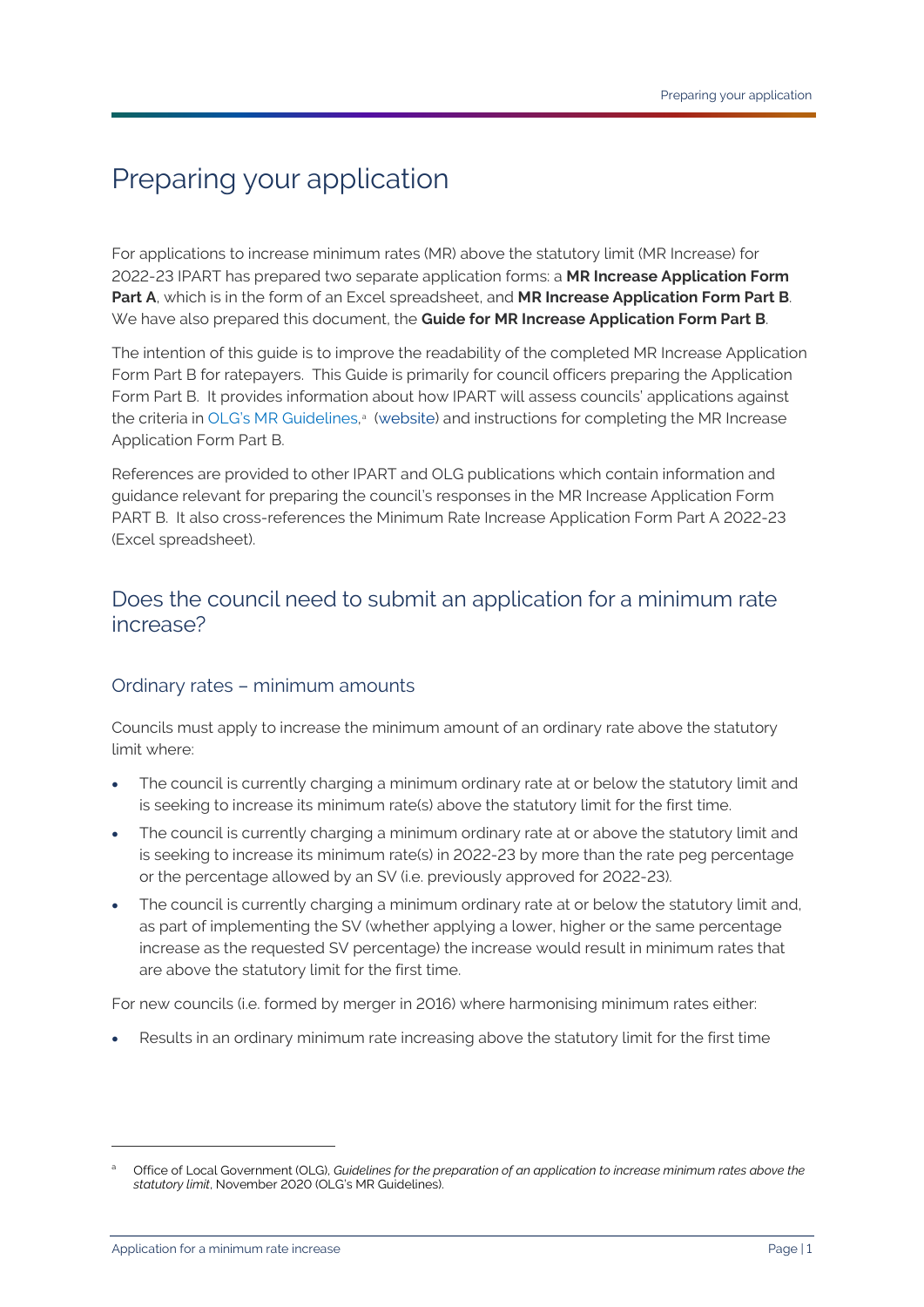# Preparing your application

For applications to increase minimum rates (MR) above the statutory limit (MR Increase) for 2022-23 IPART has prepared two separate application forms: a **MR Increase Application Form Part A**, which is in the form of an Excel spreadsheet, and **MR Increase Application Form Part B**. We have also prepared this document, the **Guide for MR Increase Application Form Part B**.

The intention of this guide is to improve the readability of the completed MR Increase Application Form Part B for ratepayers. This Guide is primarily for council officers preparing the Application Form Part B. It provides information about how IPART will assess councils' applications against the criteria in OLG's MR Guidelines,[a] (website) and instructions for completing the MR Increase Application Form Part B.

References are provided to other IPART and OLG publications which contain information and guidance relevant for preparing the council's responses in the MR Increase Application Form PART B. It also cross-references the Minimum Rate Increase Application Form Part A 2022-23 (Excel spreadsheet).

## Does the council need to submit an application for a minimum rate increase?

### Ordinary rates – minimum amounts

Councils must apply to increase the minimum amount of an ordinary rate above the statutory limit where:

- The council is currently charging a minimum ordinary rate at or below the statutory limit and is seeking to increase its minimum rate(s) above the statutory limit for the first time.
- The council is currently charging a minimum ordinary rate at or above the statutory limit and is seeking to increase its minimum rate(s) in 2022-23 by more than the rate peg percentage or the percentage allowed by an SV (i.e. previously approved for 2022-23).
- The council is currently charging a minimum ordinary rate at or below the statutory limit and, as part of implementing the SV (whether applying a lower, higher or the same percentage increase as the requested SV percentage) the increase would result in minimum rates that are above the statutory limit for the first time.

For new councils (i.e. formed by merger in 2016) where harmonising minimum rates either:

- Results in an ordinary minimum rate increasing above the statutory limit for the first time

[a] Office of Local Government (OLG), *Guidelines for the preparation of an application to increase minimum rates above the statutory limit*, November 2020 (OLG's MR Guidelines).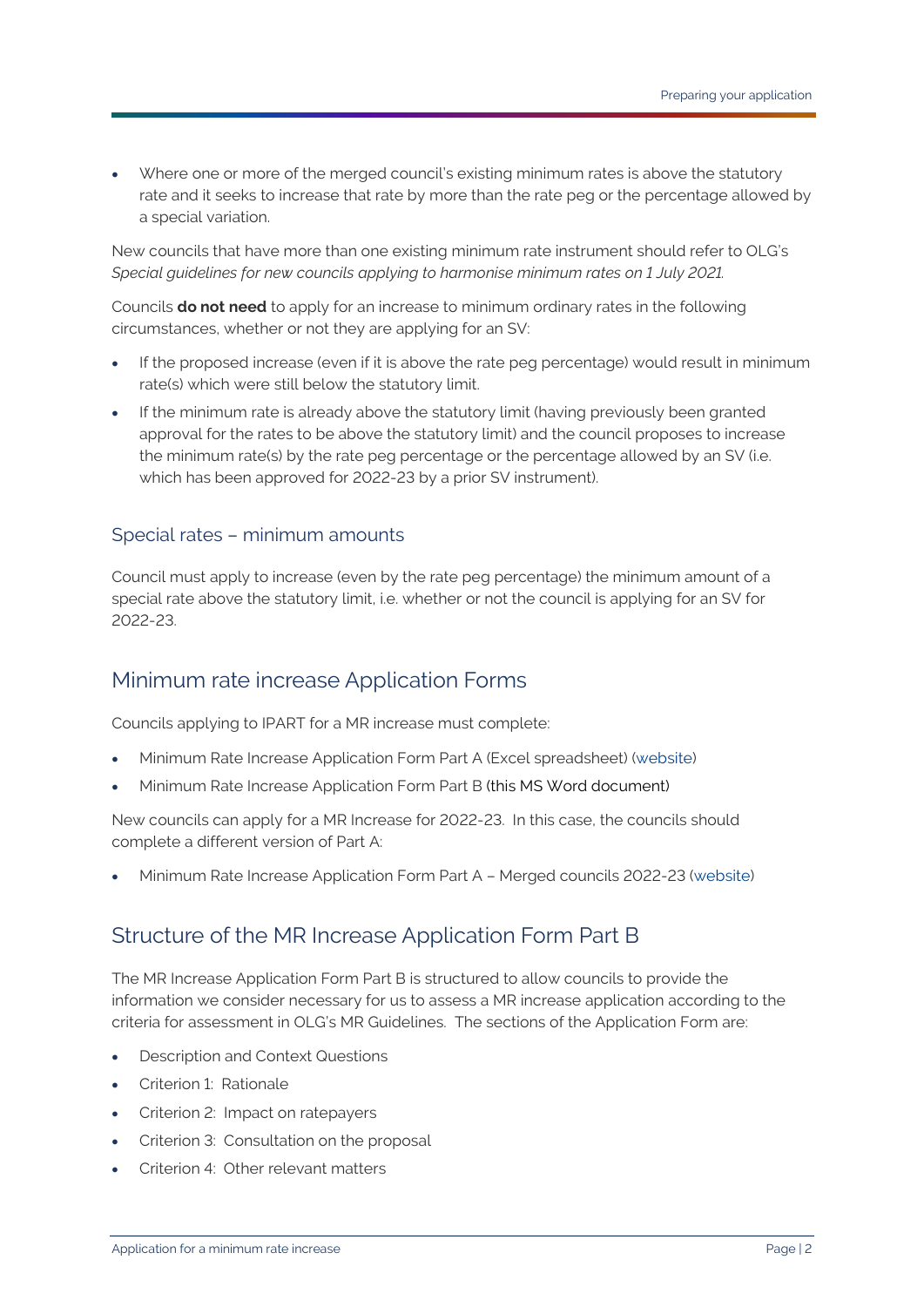- Where one or more of the merged council's existing minimum rates is above the statutory rate and it seeks to increase that rate by more than the rate peg or the percentage allowed by a special variation.

New councils that have more than one existing minimum rate instrument should refer to OLG's *Special guidelines for new councils applying to harmonise minimum rates on 1 July 2021*.

Councils **do not need** to apply for an increase to minimum ordinary rates in the following circumstances, whether or not they are applying for an SV:

- If the proposed increase (even if it is above the rate peg percentage) would result in minimum rate(s) which were still below the statutory limit.
- If the minimum rate is already above the statutory limit (having previously been granted approval for the rates to be above the statutory limit) and the council proposes to increase the minimum rate(s) by the rate peg percentage or the percentage allowed by an SV (i.e. which has been approved for 2022-23 by a prior SV instrument).

### Special rates – minimum amounts

Council must apply to increase (even by the rate peg percentage) the minimum amount of a special rate above the statutory limit, i.e. whether or not the council is applying for an SV for 2022-23.

## Minimum rate increase Application Forms

Councils applying to IPART for a MR increase must complete:

- Minimum Rate Increase Application Form Part A (Excel spreadsheet) (website)
- Minimum Rate Increase Application Form Part B (this MS Word document)

New councils can apply for a MR Increase for 2022-23. In this case, the councils should complete a different version of Part A:

- Minimum Rate Increase Application Form Part A – Merged councils 2022-23 (website)

## Structure of the MR Increase Application Form Part B

The MR Increase Application Form Part B is structured to allow councils to provide the information we consider necessary for us to assess a MR increase application according to the criteria for assessment in OLG's MR Guidelines. The sections of the Application Form are:

- Description and Context Questions
- Criterion 1: Rationale
- Criterion 2: Impact on ratepayers
- Criterion 3: Consultation on the proposal
- Criterion 4: Other relevant matters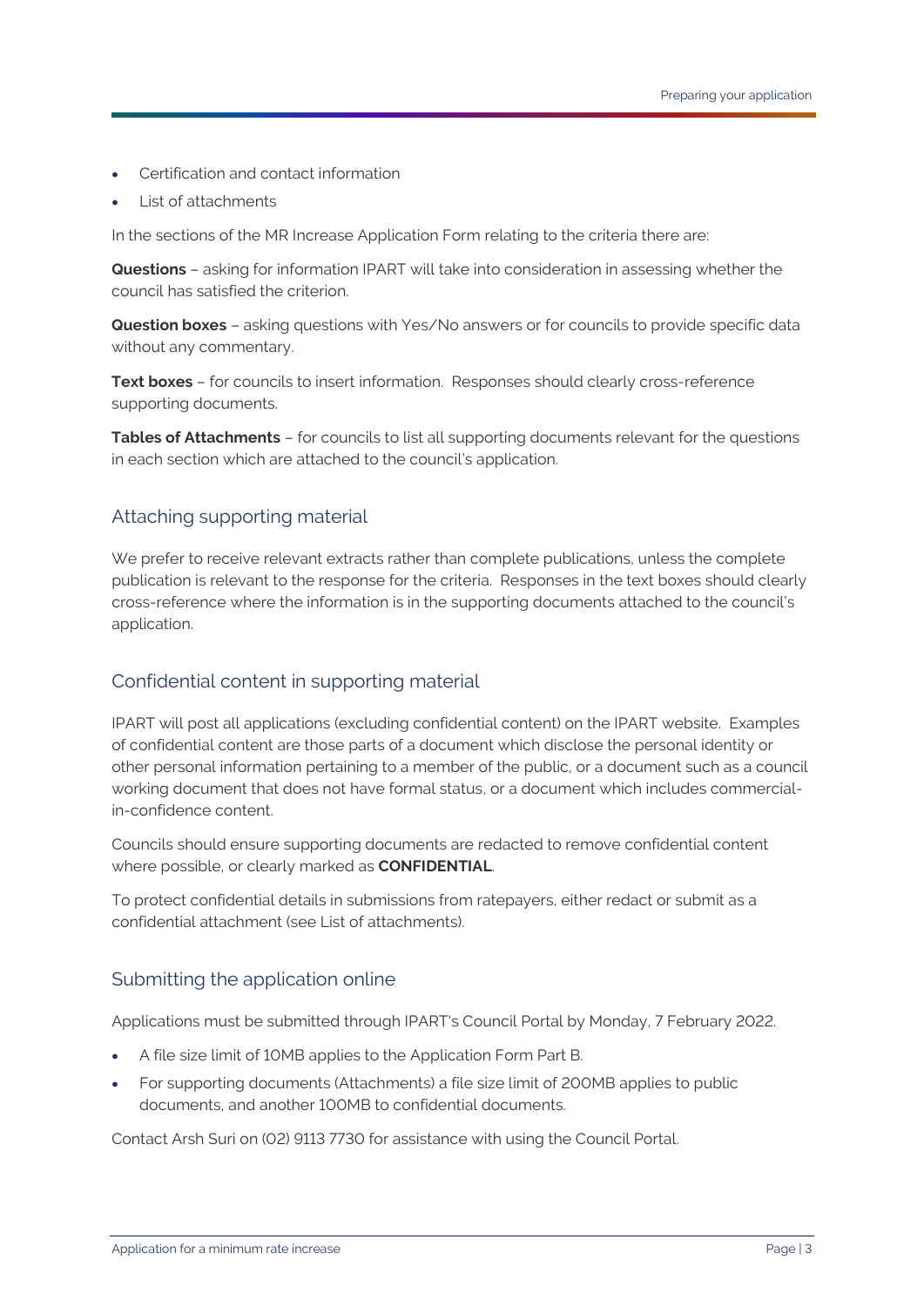- Certification and contact information
- List of attachments

In the sections of the MR Increase Application Form relating to the criteria there are:

**Questions** – asking for information IPART will take into consideration in assessing whether the council has satisfied the criterion.

**Question boxes** – asking questions with Yes/No answers or for councils to provide specific data without any commentary.

**Text boxes** – for councils to insert information. Responses should clearly cross-reference supporting documents.

**Tables of Attachments** – for councils to list all supporting documents relevant for the questions in each section which are attached to the council's application.

## Attaching supporting material

We prefer to receive relevant extracts rather than complete publications, unless the complete publication is relevant to the response for the criteria. Responses in the text boxes should clearly cross-reference where the information is in the supporting documents attached to the council's application.

## Confidential content in supporting material

IPART will post all applications (excluding confidential content) on the IPART website. Examples of confidential content are those parts of a document which disclose the personal identity or other personal information pertaining to a member of the public, or a document such as a council working document that does not have formal status, or a document which includes commercial-in-confidence content.

Councils should ensure supporting documents are redacted to remove confidential content where possible, or clearly marked as **CONFIDENTIAL**.

To protect confidential details in submissions from ratepayers, either redact or submit as a confidential attachment (see List of attachments).

## Submitting the application online

Applications must be submitted through IPART's Council Portal by Monday, 7 February 2022.

- A file size limit of 10MB applies to the Application Form Part B.
- For supporting documents (Attachments) a file size limit of 200MB applies to public documents, and another 100MB to confidential documents.

Contact Arsh Suri on (02) 9113 7730 for assistance with using the Council Portal.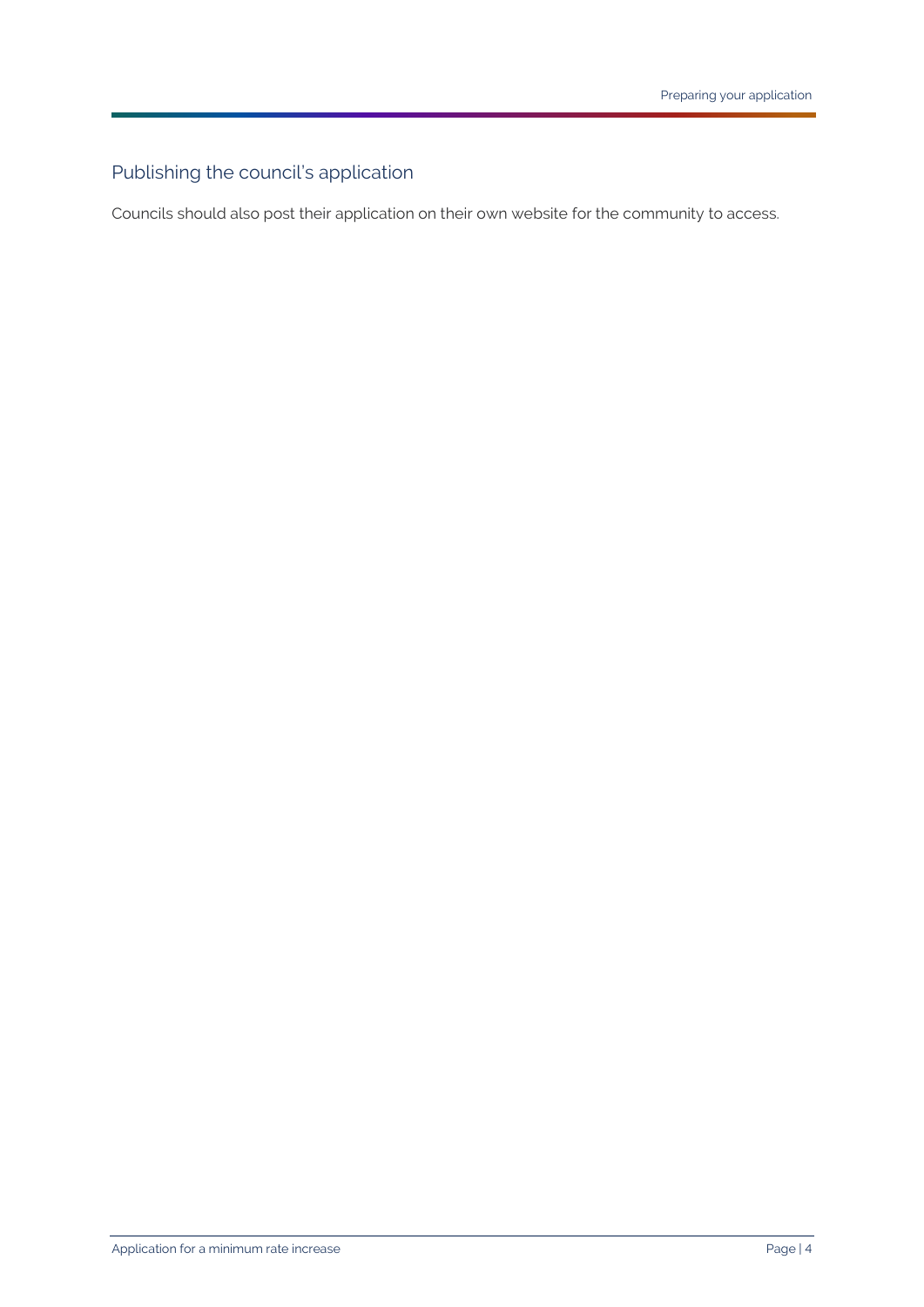## Publishing the council's application

Councils should also post their application on their own website for the community to access.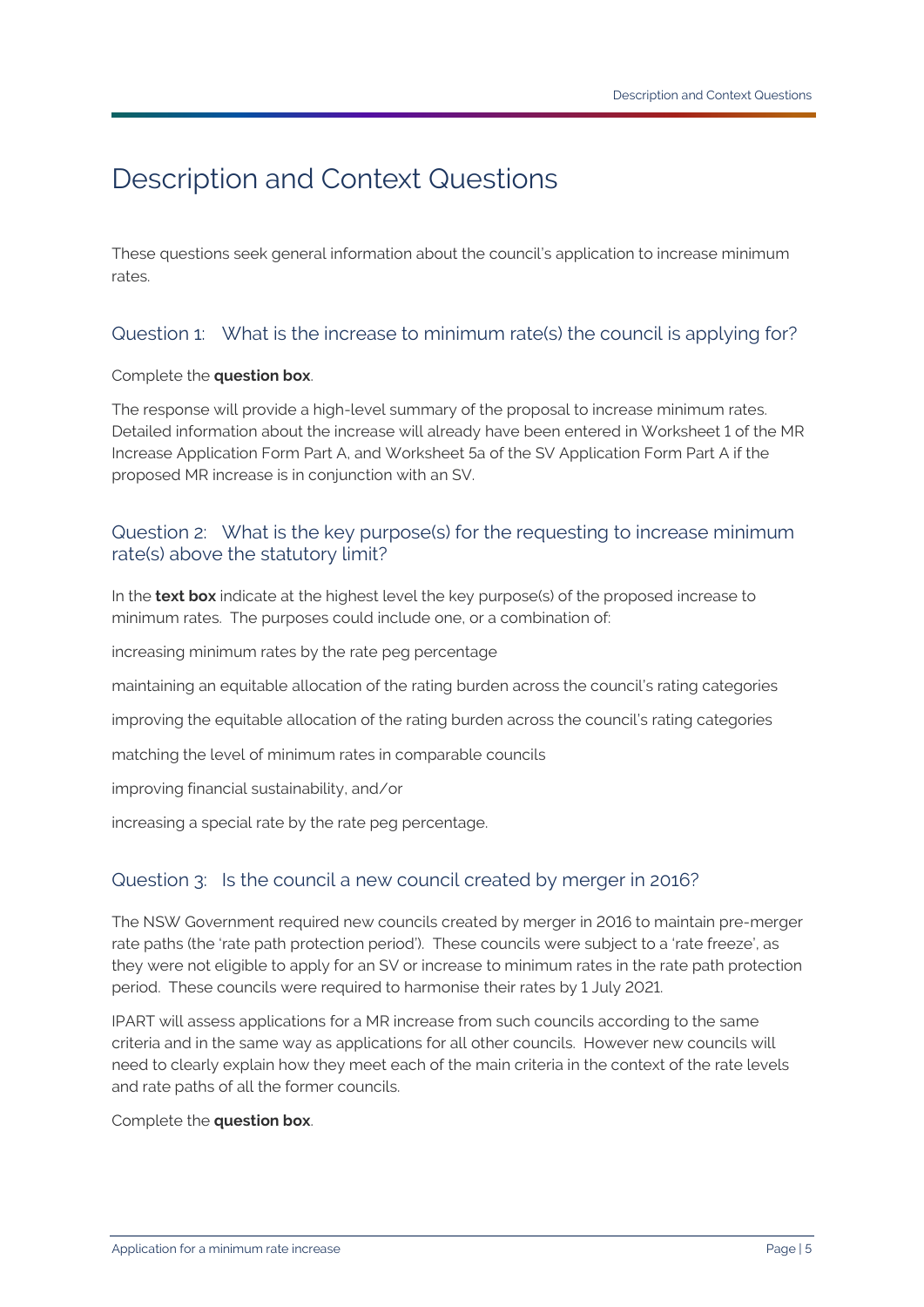# Description and Context Questions

These questions seek general information about the council's application to increase minimum rates.

## Question 1: What is the increase to minimum rate(s) the council is applying for?

Complete the **question box**.

The response will provide a high-level summary of the proposal to increase minimum rates. Detailed information about the increase will already have been entered in Worksheet 1 of the MR Increase Application Form Part A, and Worksheet 5a of the SV Application Form Part A if the proposed MR increase is in conjunction with an SV.

## Question 2: What is the key purpose(s) for the requesting to increase minimum rate(s) above the statutory limit?

In the **text box** indicate at the highest level the key purpose(s) of the proposed increase to minimum rates. The purposes could include one, or a combination of:

increasing minimum rates by the rate peg percentage

maintaining an equitable allocation of the rating burden across the council's rating categories

improving the equitable allocation of the rating burden across the council's rating categories

matching the level of minimum rates in comparable councils

improving financial sustainability, and/or

increasing a special rate by the rate peg percentage.

## Question 3: Is the council a new council created by merger in 2016?

The NSW Government required new councils created by merger in 2016 to maintain pre-merger rate paths (the 'rate path protection period'). These councils were subject to a 'rate freeze', as they were not eligible to apply for an SV or increase to minimum rates in the rate path protection period. These councils were required to harmonise their rates by 1 July 2021.

IPART will assess applications for a MR increase from such councils according to the same criteria and in the same way as applications for all other councils. However new councils will need to clearly explain how they meet each of the main criteria in the context of the rate levels and rate paths of all the former councils.

Complete the **question box**.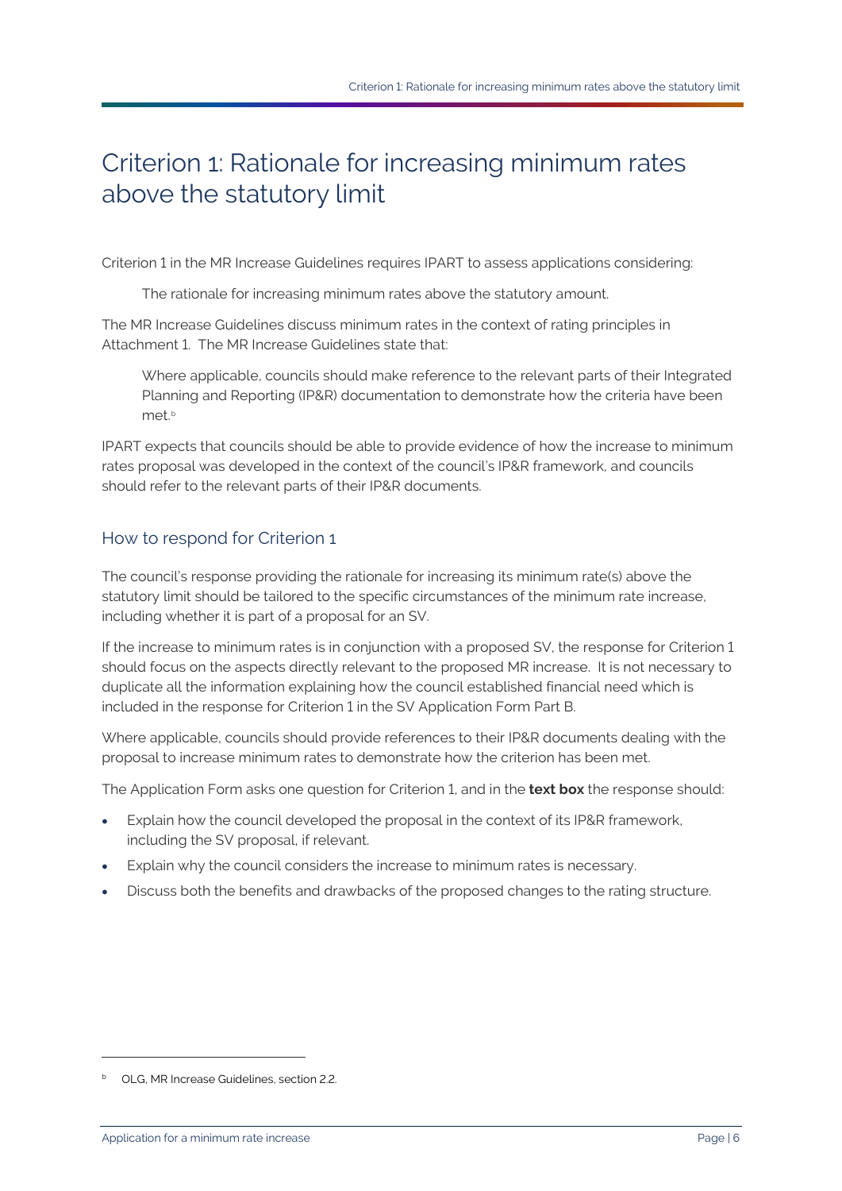# Criterion 1: Rationale for increasing minimum rates above the statutory limit

Criterion 1 in the MR Increase Guidelines requires IPART to assess applications considering:

> The rationale for increasing minimum rates above the statutory amount.

The MR Increase Guidelines discuss minimum rates in the context of rating principles in Attachment 1. The MR Increase Guidelines state that:

> Where applicable, councils should make reference to the relevant parts of their Integrated Planning and Reporting (IP&R) documentation to demonstrate how the criteria have been met.[b]

IPART expects that councils should be able to provide evidence of how the increase to minimum rates proposal was developed in the context of the council's IP&R framework, and councils should refer to the relevant parts of their IP&R documents.

## How to respond for Criterion 1

The council's response providing the rationale for increasing its minimum rate(s) above the statutory limit should be tailored to the specific circumstances of the minimum rate increase, including whether it is part of a proposal for an SV.

If the increase to minimum rates is in conjunction with a proposed SV, the response for Criterion 1 should focus on the aspects directly relevant to the proposed MR increase. It is not necessary to duplicate all the information explaining how the council established financial need which is included in the response for Criterion 1 in the SV Application Form Part B.

Where applicable, councils should provide references to their IP&R documents dealing with the proposal to increase minimum rates to demonstrate how the criterion has been met.

The Application Form asks one question for Criterion 1, and in the **text box** the response should:

- Explain how the council developed the proposal in the context of its IP&R framework, including the SV proposal, if relevant.
- Explain why the council considers the increase to minimum rates is necessary.
- Discuss both the benefits and drawbacks of the proposed changes to the rating structure.

---

[b] OLG, MR Increase Guidelines, section 2.2.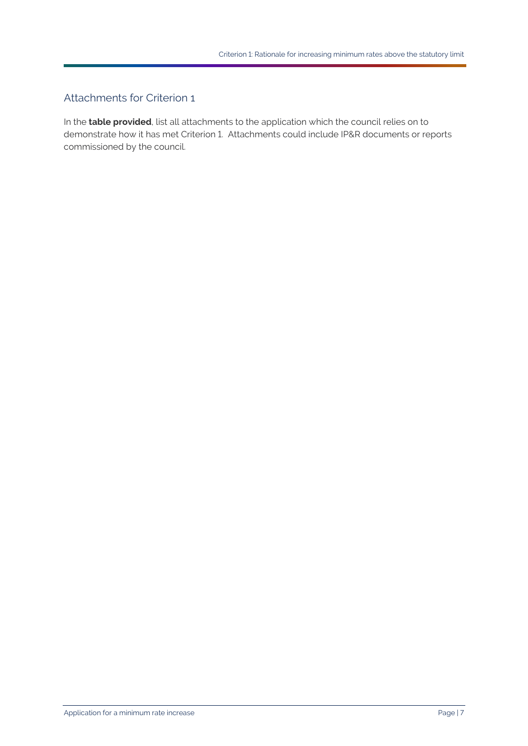## Attachments for Criterion 1

In the **table provided**, list all attachments to the application which the council relies on to demonstrate how it has met Criterion 1. Attachments could include IP&R documents or reports commissioned by the council.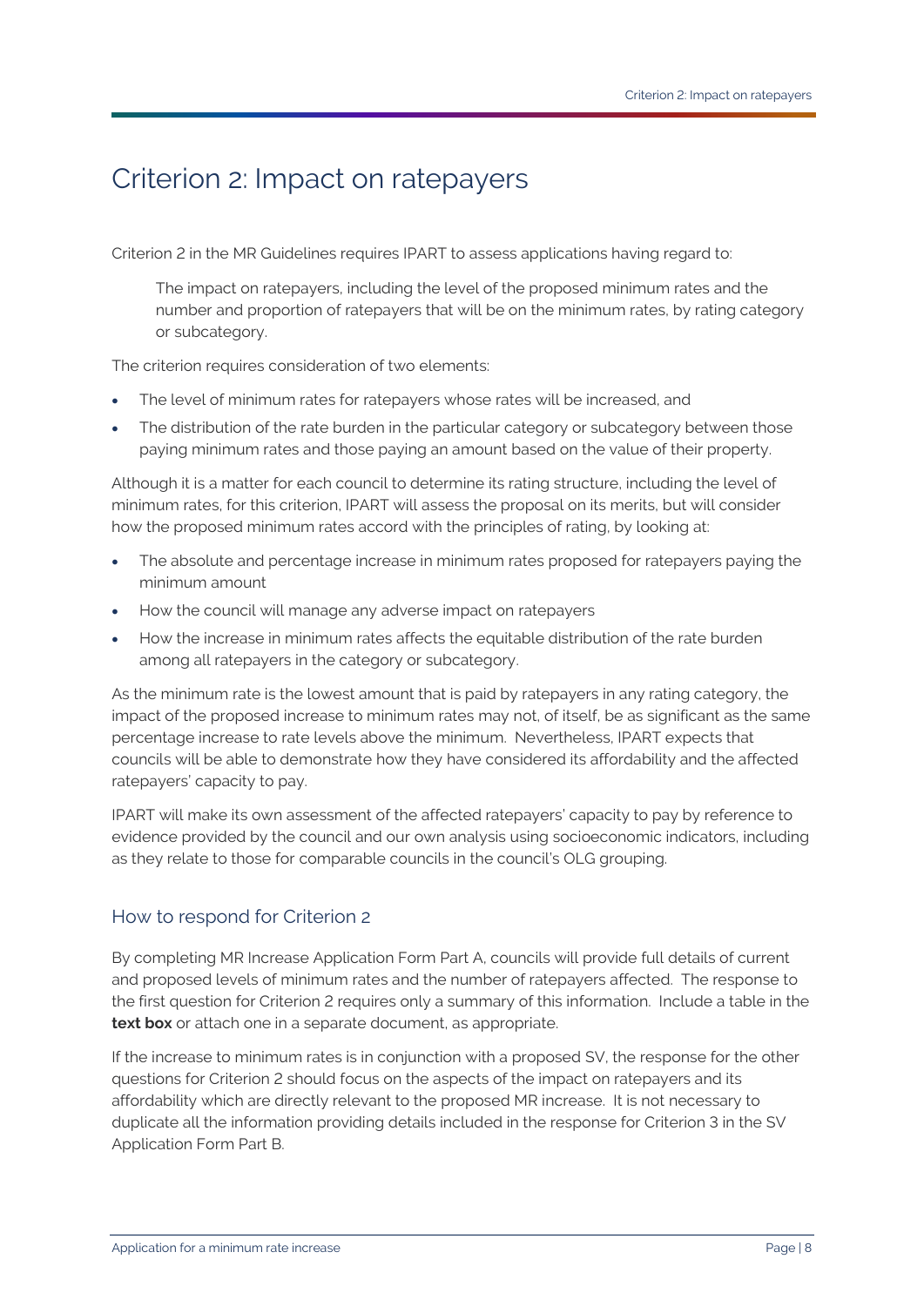# Criterion 2: Impact on ratepayers

Criterion 2 in the MR Guidelines requires IPART to assess applications having regard to:

> The impact on ratepayers, including the level of the proposed minimum rates and the number and proportion of ratepayers that will be on the minimum rates, by rating category or subcategory.

The criterion requires consideration of two elements:

- The level of minimum rates for ratepayers whose rates will be increased, and
- The distribution of the rate burden in the particular category or subcategory between those paying minimum rates and those paying an amount based on the value of their property.

Although it is a matter for each council to determine its rating structure, including the level of minimum rates, for this criterion, IPART will assess the proposal on its merits, but will consider how the proposed minimum rates accord with the principles of rating, by looking at:

- The absolute and percentage increase in minimum rates proposed for ratepayers paying the minimum amount
- How the council will manage any adverse impact on ratepayers
- How the increase in minimum rates affects the equitable distribution of the rate burden among all ratepayers in the category or subcategory.

As the minimum rate is the lowest amount that is paid by ratepayers in any rating category, the impact of the proposed increase to minimum rates may not, of itself, be as significant as the same percentage increase to rate levels above the minimum. Nevertheless, IPART expects that councils will be able to demonstrate how they have considered its affordability and the affected ratepayers' capacity to pay.

IPART will make its own assessment of the affected ratepayers' capacity to pay by reference to evidence provided by the council and our own analysis using socioeconomic indicators, including as they relate to those for comparable councils in the council's OLG grouping.

## How to respond for Criterion 2

By completing MR Increase Application Form Part A, councils will provide full details of current and proposed levels of minimum rates and the number of ratepayers affected. The response to the first question for Criterion 2 requires only a summary of this information. Include a table in the **text box** or attach one in a separate document, as appropriate.

If the increase to minimum rates is in conjunction with a proposed SV, the response for the other questions for Criterion 2 should focus on the aspects of the impact on ratepayers and its affordability which are directly relevant to the proposed MR increase. It is not necessary to duplicate all the information providing details included in the response for Criterion 3 in the SV Application Form Part B.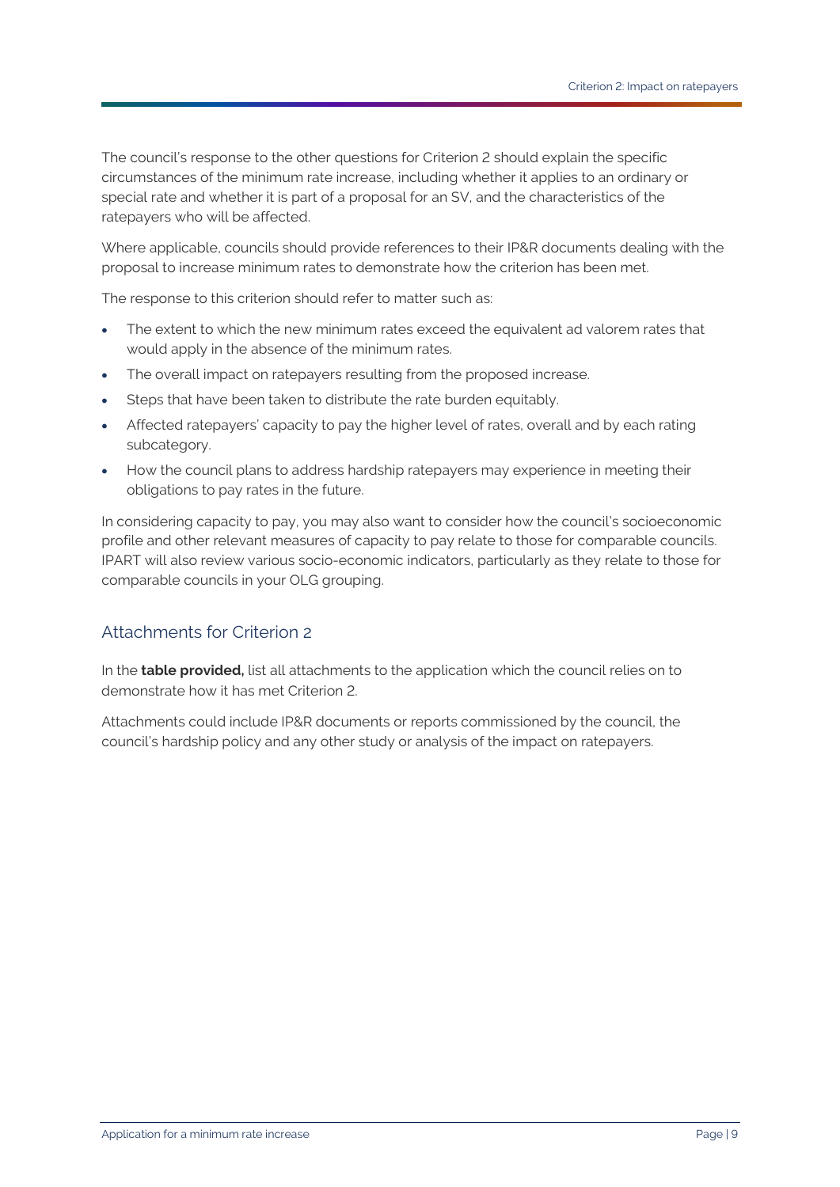The council's response to the other questions for Criterion 2 should explain the specific circumstances of the minimum rate increase, including whether it applies to an ordinary or special rate and whether it is part of a proposal for an SV, and the characteristics of the ratepayers who will be affected.

Where applicable, councils should provide references to their IP&R documents dealing with the proposal to increase minimum rates to demonstrate how the criterion has been met.

The response to this criterion should refer to matter such as:

- The extent to which the new minimum rates exceed the equivalent ad valorem rates that would apply in the absence of the minimum rates.
- The overall impact on ratepayers resulting from the proposed increase.
- Steps that have been taken to distribute the rate burden equitably.
- Affected ratepayers' capacity to pay the higher level of rates, overall and by each rating subcategory.
- How the council plans to address hardship ratepayers may experience in meeting their obligations to pay rates in the future.

In considering capacity to pay, you may also want to consider how the council's socioeconomic profile and other relevant measures of capacity to pay relate to those for comparable councils. IPART will also review various socio-economic indicators, particularly as they relate to those for comparable councils in your OLG grouping.

## Attachments for Criterion 2

In the **table provided,** list all attachments to the application which the council relies on to demonstrate how it has met Criterion 2.

Attachments could include IP&R documents or reports commissioned by the council, the council's hardship policy and any other study or analysis of the impact on ratepayers.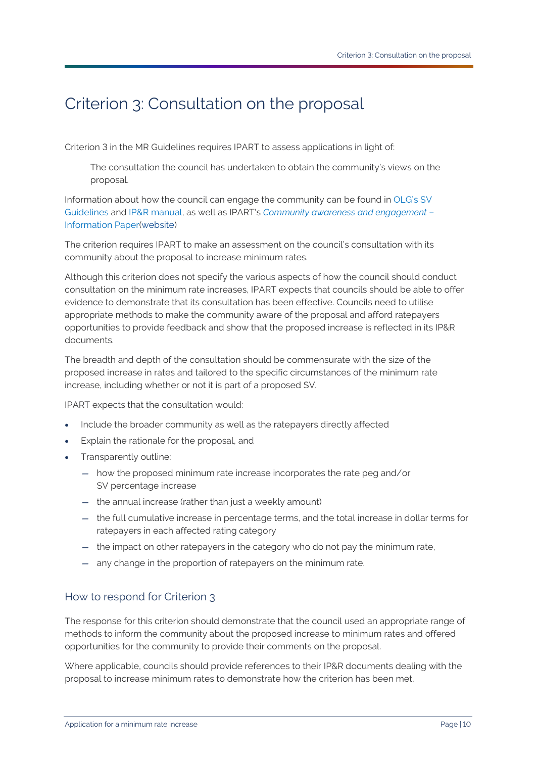# Criterion 3: Consultation on the proposal

Criterion 3 in the MR Guidelines requires IPART to assess applications in light of:

> The consultation the council has undertaken to obtain the community's views on the proposal.

Information about how the council can engage the community can be found in OLG's SV Guidelines and IP&R manual, as well as IPART's *Community awareness and engagement – Information Paper*(website)

The criterion requires IPART to make an assessment on the council's consultation with its community about the proposal to increase minimum rates.

Although this criterion does not specify the various aspects of how the council should conduct consultation on the minimum rate increases, IPART expects that councils should be able to offer evidence to demonstrate that its consultation has been effective. Councils need to utilise appropriate methods to make the community aware of the proposal and afford ratepayers opportunities to provide feedback and show that the proposed increase is reflected in its IP&R documents.

The breadth and depth of the consultation should be commensurate with the size of the proposed increase in rates and tailored to the specific circumstances of the minimum rate increase, including whether or not it is part of a proposed SV.

IPART expects that the consultation would:

- Include the broader community as well as the ratepayers directly affected
- Explain the rationale for the proposal, and
- Transparently outline:
  - how the proposed minimum rate increase incorporates the rate peg and/or SV percentage increase
  - the annual increase (rather than just a weekly amount)
  - the full cumulative increase in percentage terms, and the total increase in dollar terms for ratepayers in each affected rating category
  - the impact on other ratepayers in the category who do not pay the minimum rate,
  - any change in the proportion of ratepayers on the minimum rate.

## How to respond for Criterion 3

The response for this criterion should demonstrate that the council used an appropriate range of methods to inform the community about the proposed increase to minimum rates and offered opportunities for the community to provide their comments on the proposal.

Where applicable, councils should provide references to their IP&R documents dealing with the proposal to increase minimum rates to demonstrate how the criterion has been met.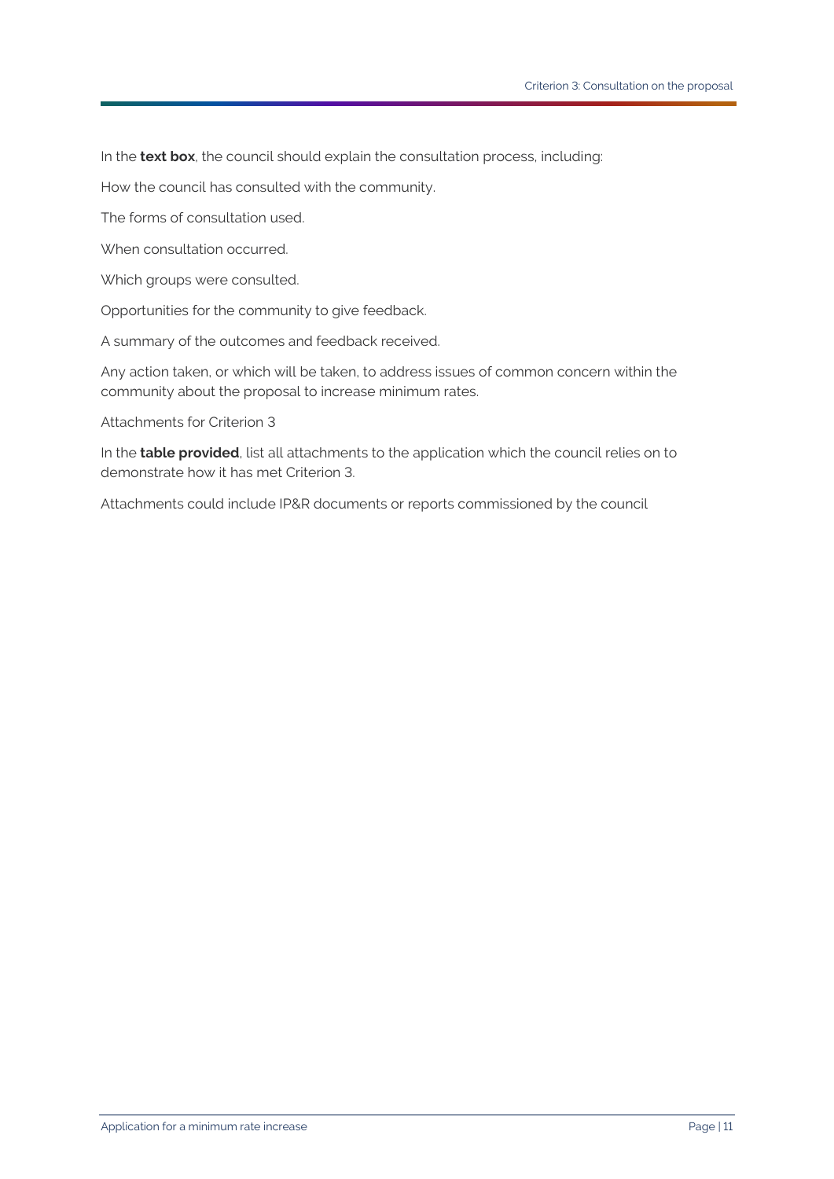In the **text box**, the council should explain the consultation process, including:

How the council has consulted with the community.

The forms of consultation used.

When consultation occurred.

Which groups were consulted.

Opportunities for the community to give feedback.

A summary of the outcomes and feedback received.

Any action taken, or which will be taken, to address issues of common concern within the community about the proposal to increase minimum rates.

Attachments for Criterion 3

In the **table provided**, list all attachments to the application which the council relies on to demonstrate how it has met Criterion 3.

Attachments could include IP&R documents or reports commissioned by the council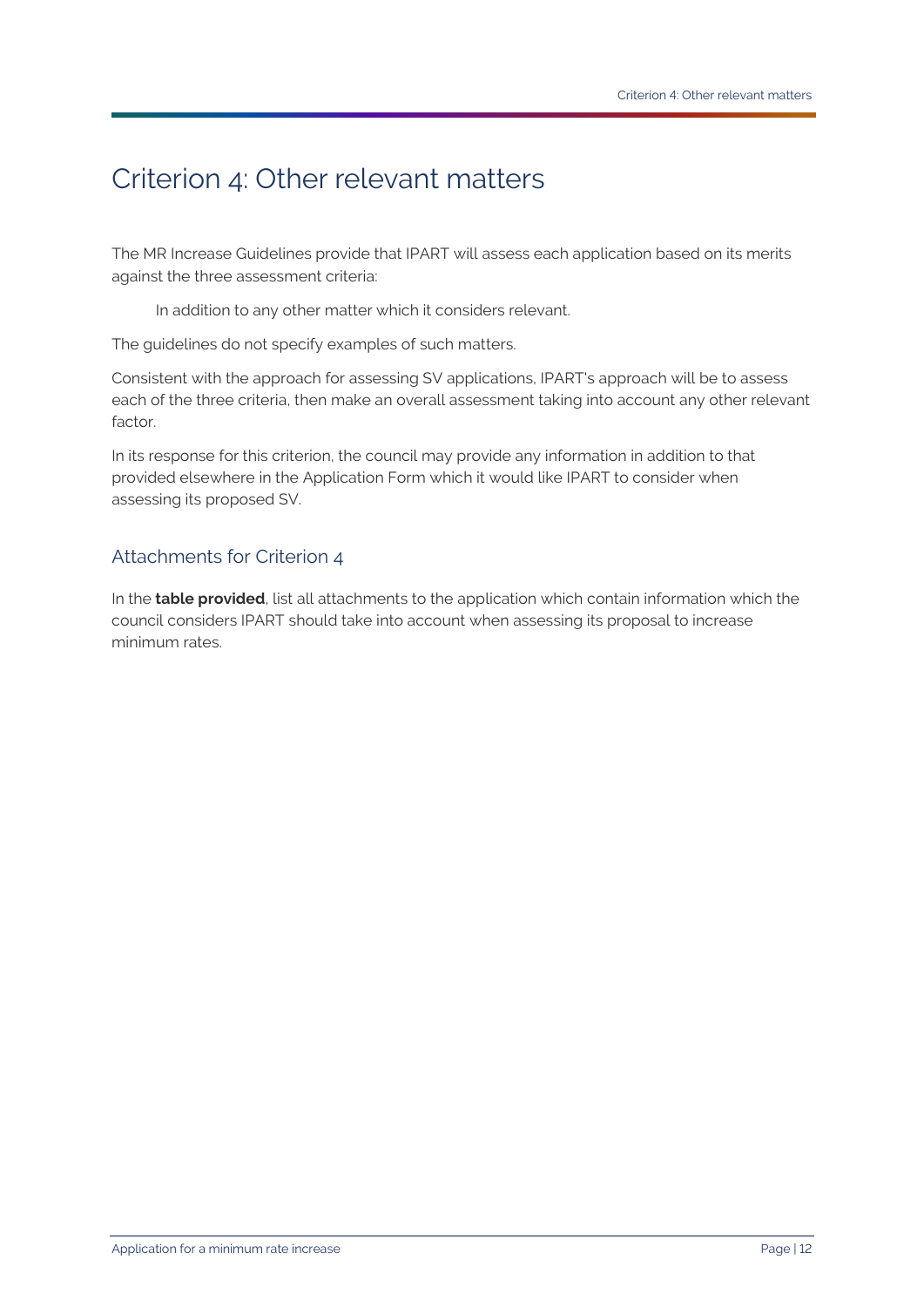# Criterion 4: Other relevant matters

The MR Increase Guidelines provide that IPART will assess each application based on its merits against the three assessment criteria:

> In addition to any other matter which it considers relevant.

The guidelines do not specify examples of such matters.

Consistent with the approach for assessing SV applications, IPART's approach will be to assess each of the three criteria, then make an overall assessment taking into account any other relevant factor.

In its response for this criterion, the council may provide any information in addition to that provided elsewhere in the Application Form which it would like IPART to consider when assessing its proposed SV.

## Attachments for Criterion 4

In the **table provided**, list all attachments to the application which contain information which the council considers IPART should take into account when assessing its proposal to increase minimum rates.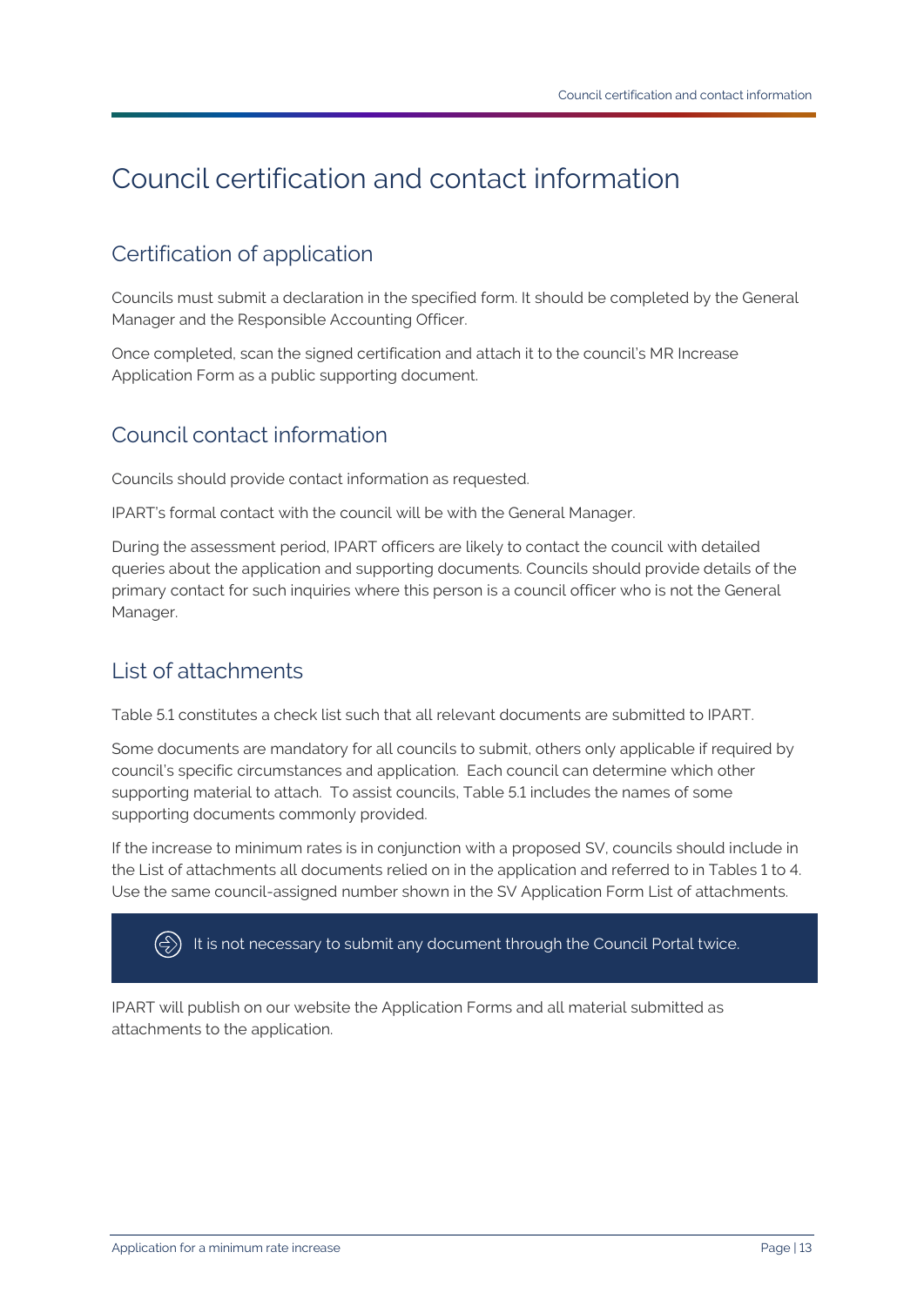# Council certification and contact information

## Certification of application

Councils must submit a declaration in the specified form. It should be completed by the General Manager and the Responsible Accounting Officer.

Once completed, scan the signed certification and attach it to the council's MR Increase Application Form as a public supporting document.

## Council contact information

Councils should provide contact information as requested.

IPART's formal contact with the council will be with the General Manager.

During the assessment period, IPART officers are likely to contact the council with detailed queries about the application and supporting documents. Councils should provide details of the primary contact for such inquiries where this person is a council officer who is not the General Manager.

## List of attachments

Table 5.1 constitutes a check list such that all relevant documents are submitted to IPART.

Some documents are mandatory for all councils to submit, others only applicable if required by council's specific circumstances and application. Each council can determine which other supporting material to attach. To assist councils, Table 5.1 includes the names of some supporting documents commonly provided.

If the increase to minimum rates is in conjunction with a proposed SV, councils should include in the List of attachments all documents relied on in the application and referred to in Tables 1 to 4. Use the same council-assigned number shown in the SV Application Form List of attachments.

> It is not necessary to submit any document through the Council Portal twice.

IPART will publish on our website the Application Forms and all material submitted as attachments to the application.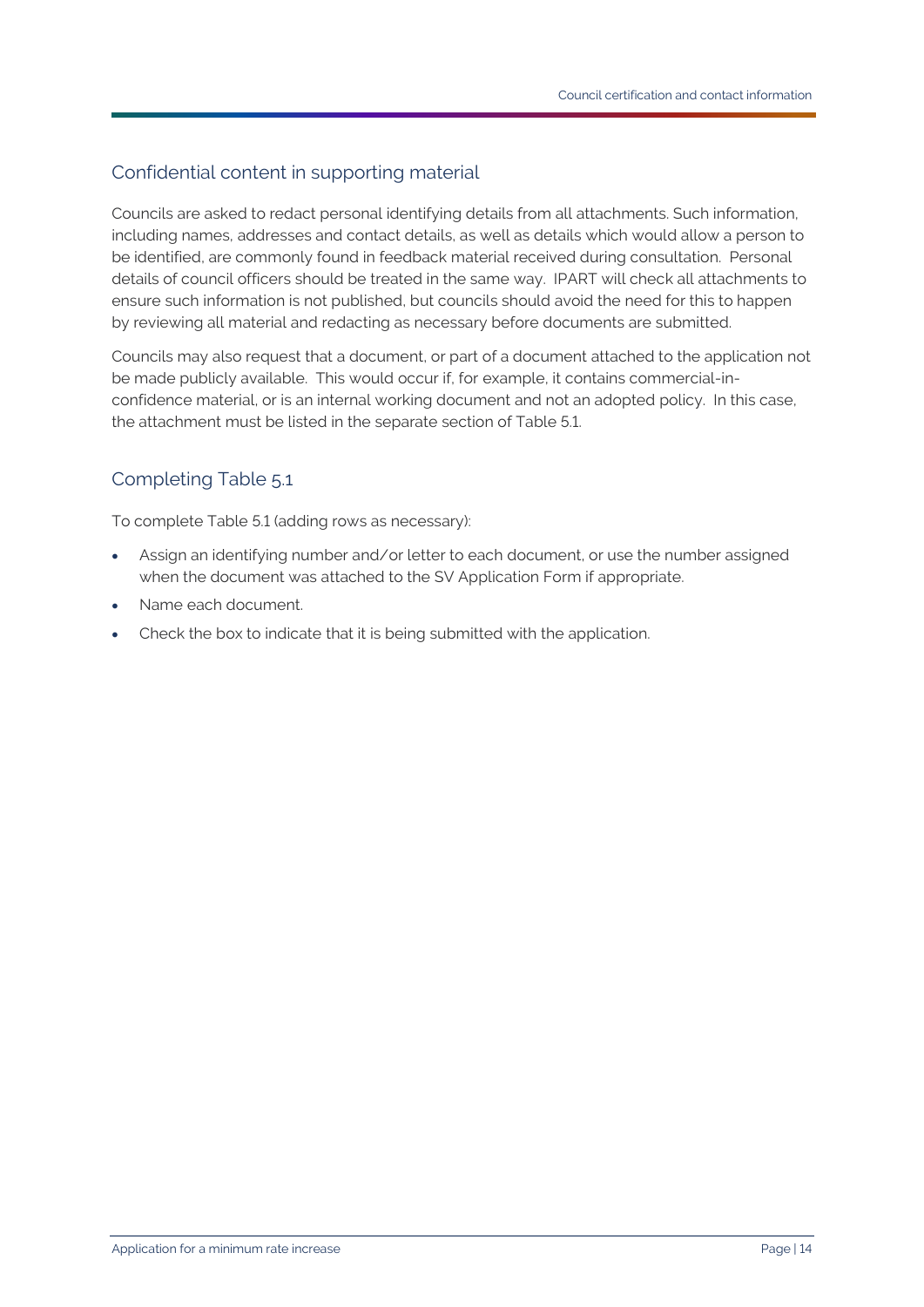## Confidential content in supporting material

Councils are asked to redact personal identifying details from all attachments. Such information, including names, addresses and contact details, as well as details which would allow a person to be identified, are commonly found in feedback material received during consultation. Personal details of council officers should be treated in the same way. IPART will check all attachments to ensure such information is not published, but councils should avoid the need for this to happen by reviewing all material and redacting as necessary before documents are submitted.

Councils may also request that a document, or part of a document attached to the application not be made publicly available. This would occur if, for example, it contains commercial-in-confidence material, or is an internal working document and not an adopted policy. In this case, the attachment must be listed in the separate section of Table 5.1.

## Completing Table 5.1

To complete Table 5.1 (adding rows as necessary):

- Assign an identifying number and/or letter to each document, or use the number assigned when the document was attached to the SV Application Form if appropriate.
- Name each document.
- Check the box to indicate that it is being submitted with the application.